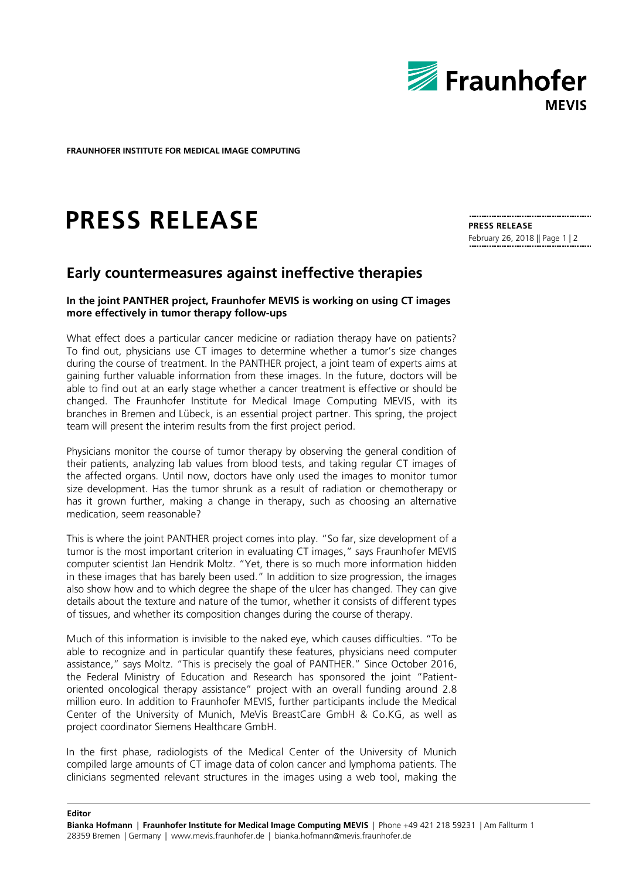**FRAUNHOFER INSTITUTE FOR MEDICAL IMAGE COMPUTING**

# PRESS RELEASE

**PRESS RELEASE**
February 26, 2018

## Early countermeasures against ineffective therapies

**In the joint PANTHER project, Fraunhofer MEVIS is working on using CT images more effectively in tumor therapy follow-ups**

What effect does a particular cancer medicine or radiation therapy have on patients? To find out, physicians use CT images to determine whether a tumor's size changes during the course of treatment. In the PANTHER project, a joint team of experts aims at gaining further valuable information from these images. In the future, doctors will be able to find out at an early stage whether a cancer treatment is effective or should be changed. The Fraunhofer Institute for Medical Image Computing MEVIS, with its branches in Bremen and Lübeck, is an essential project partner. This spring, the project team will present the interim results from the first project period.

Physicians monitor the course of tumor therapy by observing the general condition of their patients, analyzing lab values from blood tests, and taking regular CT images of the affected organs. Until now, doctors have only used the images to monitor tumor size development. Has the tumor shrunk as a result of radiation or chemotherapy or has it grown further, making a change in therapy, such as choosing an alternative medication, seem reasonable?

This is where the joint PANTHER project comes into play. "So far, size development of a tumor is the most important criterion in evaluating CT images," says Fraunhofer MEVIS computer scientist Jan Hendrik Moltz. "Yet, there is so much more information hidden in these images that has barely been used." In addition to size progression, the images also show how and to which degree the shape of the ulcer has changed. They can give details about the texture and nature of the tumor, whether it consists of different types of tissues, and whether its composition changes during the course of therapy.

Much of this information is invisible to the naked eye, which causes difficulties. "To be able to recognize and in particular quantify these features, physicians need computer assistance," says Moltz. "This is precisely the goal of PANTHER." Since October 2016, the Federal Ministry of Education and Research has sponsored the joint "Patient-oriented oncological therapy assistance" project with an overall funding around 2.8 million euro. In addition to Fraunhofer MEVIS, further participants include the Medical Center of the University of Munich, MeVis BreastCare GmbH & Co.KG, as well as project coordinator Siemens Healthcare GmbH.

In the first phase, radiologists of the Medical Center of the University of Munich compiled large amounts of CT image data of colon cancer and lymphoma patients. The clinicians segmented relevant structures in the images using a web tool, making the

**Editor**
**Bianka Hofmann** | **Fraunhofer Institute for Medical Image Computing MEVIS** | Phone +49 421 218 59231 | Am Fallturm 1 28359 Bremen | Germany | www.mevis.fraunhofer.de | bianka.hofmann@mevis.fraunhofer.de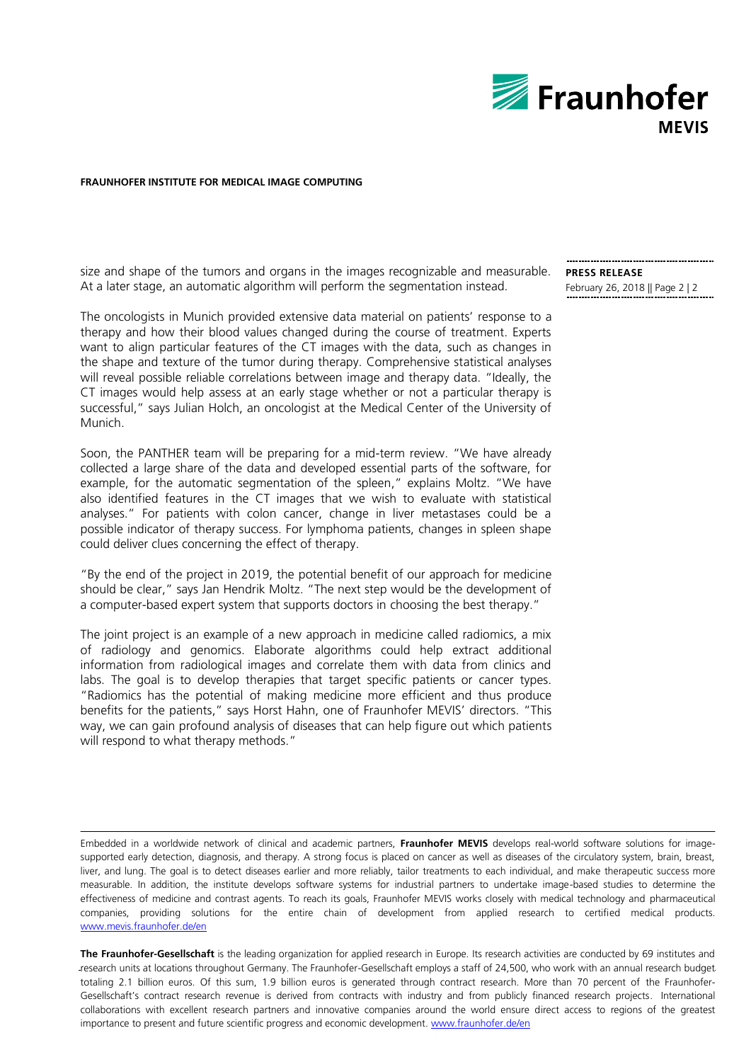size and shape of the tumors and organs in the images recognizable and measurable. At a later stage, an automatic algorithm will perform the segmentation instead.

The oncologists in Munich provided extensive data material on patients' response to a therapy and how their blood values changed during the course of treatment. Experts want to align particular features of the CT images with the data, such as changes in the shape and texture of the tumor during therapy. Comprehensive statistical analyses will reveal possible reliable correlations between image and therapy data. "Ideally, the CT images would help assess at an early stage whether or not a particular therapy is successful," says Julian Holch, an oncologist at the Medical Center of the University of Munich.

Soon, the PANTHER team will be preparing for a mid-term review. "We have already collected a large share of the data and developed essential parts of the software, for example, for the automatic segmentation of the spleen," explains Moltz. "We have also identified features in the CT images that we wish to evaluate with statistical analyses." For patients with colon cancer, change in liver metastases could be a possible indicator of therapy success. For lymphoma patients, changes in spleen shape could deliver clues concerning the effect of therapy.

"By the end of the project in 2019, the potential benefit of our approach for medicine should be clear," says Jan Hendrik Moltz. "The next step would be the development of a computer-based expert system that supports doctors in choosing the best therapy."

The joint project is an example of a new approach in medicine called radiomics, a mix of radiology and genomics. Elaborate algorithms could help extract additional information from radiological images and correlate them with data from clinics and labs. The goal is to develop therapies that target specific patients or cancer types. "Radiomics has the potential of making medicine more efficient and thus produce benefits for the patients," says Horst Hahn, one of Fraunhofer MEVIS' directors. "This way, we can gain profound analysis of diseases that can help figure out which patients will respond to what therapy methods."

---

Embedded in a worldwide network of clinical and academic partners, **Fraunhofer MEVIS** develops real-world software solutions for image-supported early detection, diagnosis, and therapy. A strong focus is placed on cancer as well as diseases of the circulatory system, brain, breast, liver, and lung. The goal is to detect diseases earlier and more reliably, tailor treatments to each individual, and make therapeutic success more measurable. In addition, the institute develops software systems for industrial partners to undertake image-based studies to determine the effectiveness of medicine and contrast agents. To reach its goals, Fraunhofer MEVIS works closely with medical technology and pharmaceutical companies, providing solutions for the entire chain of development from applied research to certified medical products. www.mevis.fraunhofer.de/en

**The Fraunhofer-Gesellschaft** is the leading organization for applied research in Europe. Its research activities are conducted by 69 institutes and research units at locations throughout Germany. The Fraunhofer-Gesellschaft employs a staff of 24,500, who work with an annual research budget totaling 2.1 billion euros. Of this sum, 1.9 billion euros is generated through contract research. More than 70 percent of the Fraunhofer-Gesellschaft's contract research revenue is derived from contracts with industry and from publicly financed research projects. International collaborations with excellent research partners and innovative companies around the world ensure direct access to regions of the greatest importance to present and future scientific progress and economic development. www.fraunhofer.de/en